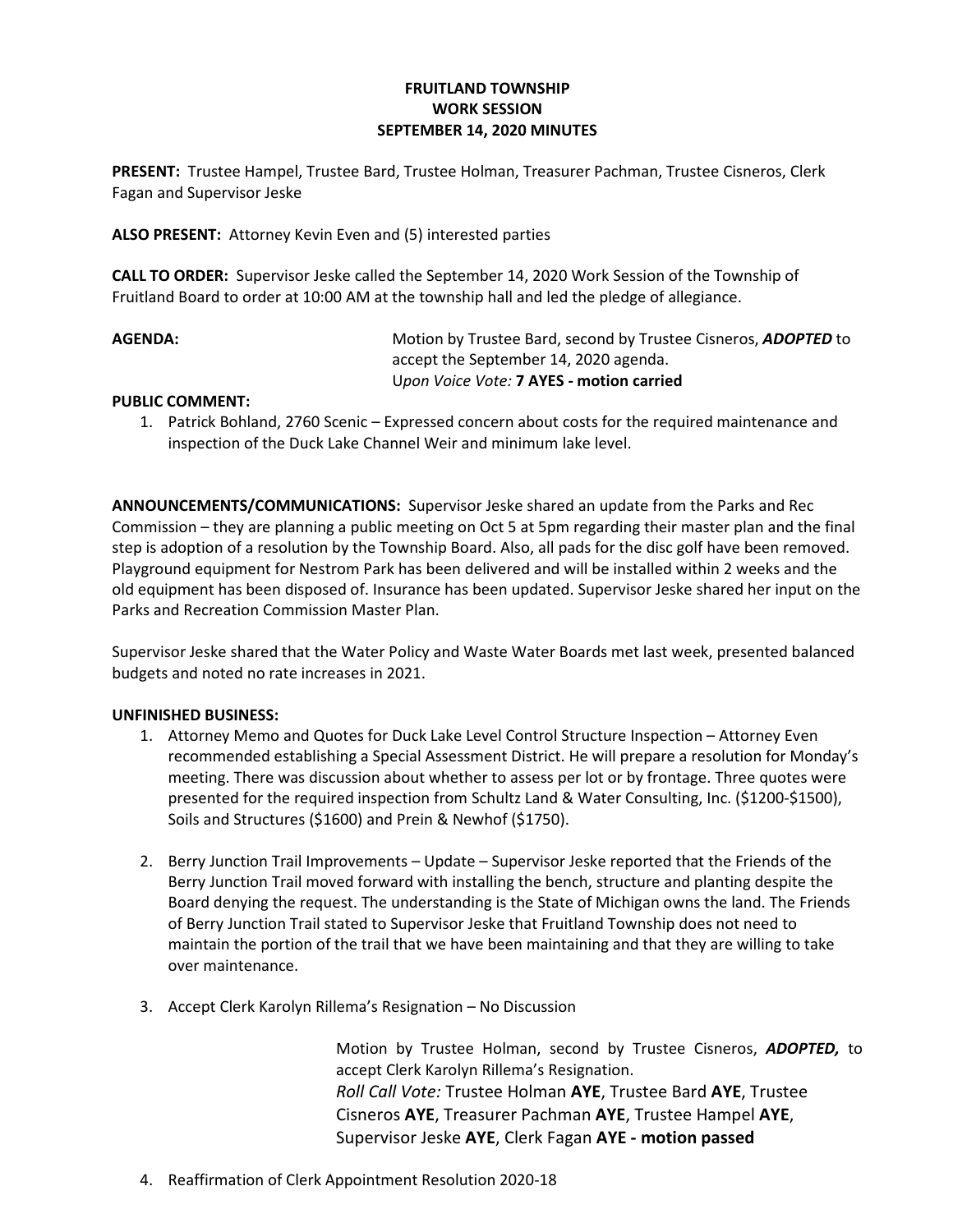**FRUITLAND TOWNSHIP**
**WORK SESSION**
**SEPTEMBER 14, 2020 MINUTES**

**PRESENT:** Trustee Hampel, Trustee Bard, Trustee Holman, Treasurer Pachman, Trustee Cisneros, Clerk Fagan and Supervisor Jeske

**ALSO PRESENT:** Attorney Kevin Even and (5) interested parties

**CALL TO ORDER:** Supervisor Jeske called the September 14, 2020 Work Session of the Township of Fruitland Board to order at 10:00 AM at the township hall and led the pledge of allegiance.

**AGENDA:** Motion by Trustee Bard, second by Trustee Cisneros, ***ADOPTED*** to accept the September 14, 2020 agenda.
*Upon Voice Vote:* **7 AYES - motion carried**

**PUBLIC COMMENT:**

1. Patrick Bohland, 2760 Scenic – Expressed concern about costs for the required maintenance and inspection of the Duck Lake Channel Weir and minimum lake level.

**ANNOUNCEMENTS/COMMUNICATIONS:** Supervisor Jeske shared an update from the Parks and Rec Commission – they are planning a public meeting on Oct 5 at 5pm regarding their master plan and the final step is adoption of a resolution by the Township Board. Also, all pads for the disc golf have been removed. Playground equipment for Nestrom Park has been delivered and will be installed within 2 weeks and the old equipment has been disposed of. Insurance has been updated. Supervisor Jeske shared her input on the Parks and Recreation Commission Master Plan.

Supervisor Jeske shared that the Water Policy and Waste Water Boards met last week, presented balanced budgets and noted no rate increases in 2021.

**UNFINISHED BUSINESS:**

1. Attorney Memo and Quotes for Duck Lake Level Control Structure Inspection – Attorney Even recommended establishing a Special Assessment District. He will prepare a resolution for Monday's meeting. There was discussion about whether to assess per lot or by frontage. Three quotes were presented for the required inspection from Schultz Land & Water Consulting, Inc. ($1200-$1500), Soils and Structures ($1600) and Prein & Newhof ($1750).

2. Berry Junction Trail Improvements – Update – Supervisor Jeske reported that the Friends of the Berry Junction Trail moved forward with installing the bench, structure and planting despite the Board denying the request. The understanding is the State of Michigan owns the land. The Friends of Berry Junction Trail stated to Supervisor Jeske that Fruitland Township does not need to maintain the portion of the trail that we have been maintaining and that they are willing to take over maintenance.

3. Accept Clerk Karolyn Rillema's Resignation – No Discussion

   Motion by Trustee Holman, second by Trustee Cisneros, ***ADOPTED,*** to accept Clerk Karolyn Rillema's Resignation.
   *Roll Call Vote:* Trustee Holman **AYE**, Trustee Bard **AYE**, Trustee Cisneros **AYE**, Treasurer Pachman **AYE**, Trustee Hampel **AYE**, Supervisor Jeske **AYE**, Clerk Fagan **AYE - motion passed**

4. Reaffirmation of Clerk Appointment Resolution 2020-18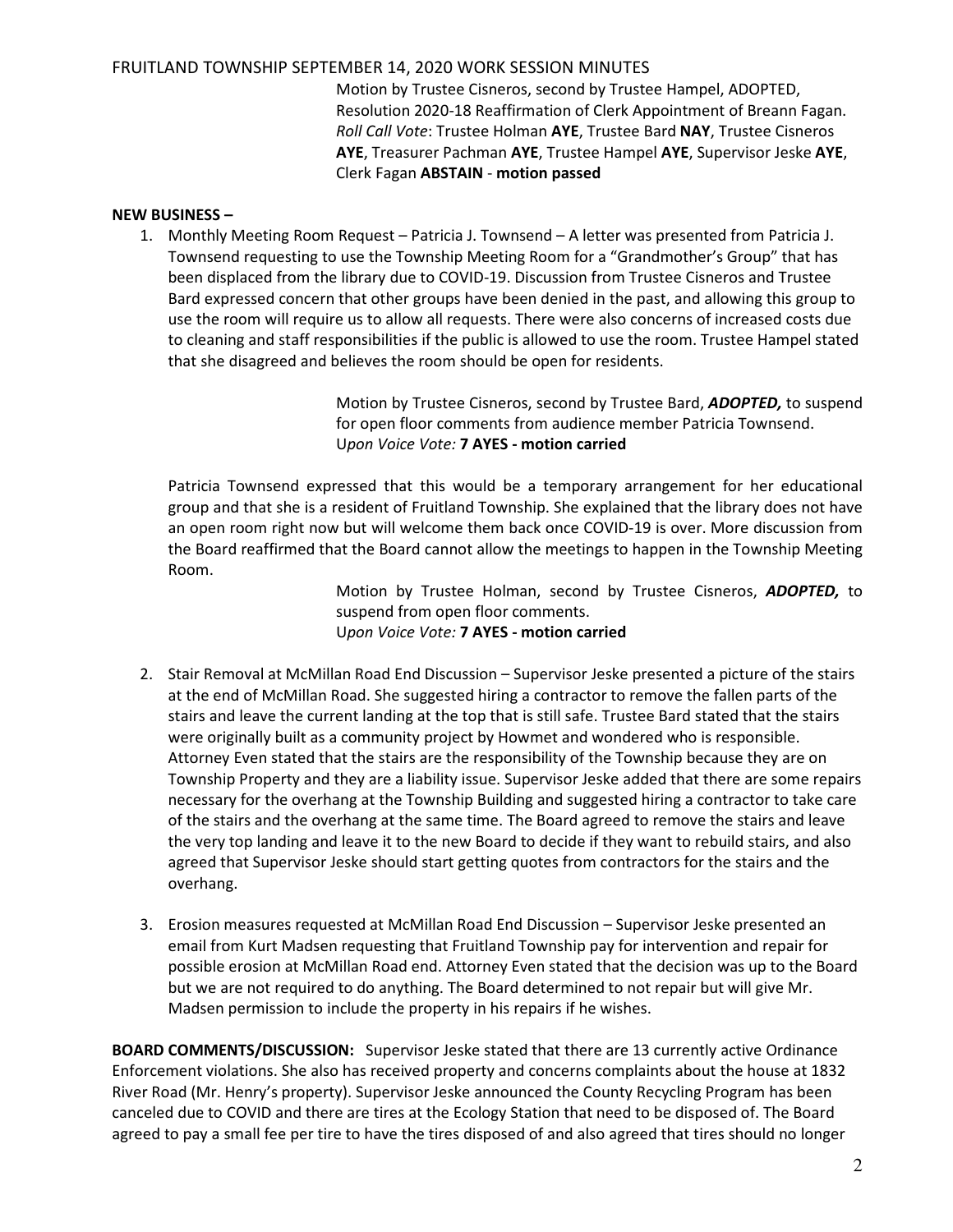Motion by Trustee Cisneros, second by Trustee Hampel, ADOPTED, Resolution 2020-18 Reaffirmation of Clerk Appointment of Breann Fagan. *Roll Call Vote*: Trustee Holman **AYE**, Trustee Bard **NAY**, Trustee Cisneros **AYE**, Treasurer Pachman **AYE**, Trustee Hampel **AYE**, Supervisor Jeske **AYE**, Clerk Fagan **ABSTAIN** - **motion passed**

**NEW BUSINESS –**

1. Monthly Meeting Room Request – Patricia J. Townsend – A letter was presented from Patricia J. Townsend requesting to use the Township Meeting Room for a "Grandmother's Group" that has been displaced from the library due to COVID-19. Discussion from Trustee Cisneros and Trustee Bard expressed concern that other groups have been denied in the past, and allowing this group to use the room will require us to allow all requests. There were also concerns of increased costs due to cleaning and staff responsibilities if the public is allowed to use the room. Trustee Hampel stated that she disagreed and believes the room should be open for residents.

   Motion by Trustee Cisneros, second by Trustee Bard, ***ADOPTED,*** to suspend for open floor comments from audience member Patricia Townsend. U*pon Voice Vote:* **7 AYES - motion carried**

   Patricia Townsend expressed that this would be a temporary arrangement for her educational group and that she is a resident of Fruitland Township. She explained that the library does not have an open room right now but will welcome them back once COVID-19 is over. More discussion from the Board reaffirmed that the Board cannot allow the meetings to happen in the Township Meeting Room.

   Motion by Trustee Holman, second by Trustee Cisneros, ***ADOPTED,*** to suspend from open floor comments. U*pon Voice Vote:* **7 AYES - motion carried**

2. Stair Removal at McMillan Road End Discussion – Supervisor Jeske presented a picture of the stairs at the end of McMillan Road. She suggested hiring a contractor to remove the fallen parts of the stairs and leave the current landing at the top that is still safe. Trustee Bard stated that the stairs were originally built as a community project by Howmet and wondered who is responsible. Attorney Even stated that the stairs are the responsibility of the Township because they are on Township Property and they are a liability issue. Supervisor Jeske added that there are some repairs necessary for the overhang at the Township Building and suggested hiring a contractor to take care of the stairs and the overhang at the same time. The Board agreed to remove the stairs and leave the very top landing and leave it to the new Board to decide if they want to rebuild stairs, and also agreed that Supervisor Jeske should start getting quotes from contractors for the stairs and the overhang.

3. Erosion measures requested at McMillan Road End Discussion – Supervisor Jeske presented an email from Kurt Madsen requesting that Fruitland Township pay for intervention and repair for possible erosion at McMillan Road end. Attorney Even stated that the decision was up to the Board but we are not required to do anything. The Board determined to not repair but will give Mr. Madsen permission to include the property in his repairs if he wishes.

**BOARD COMMENTS/DISCUSSION:** Supervisor Jeske stated that there are 13 currently active Ordinance Enforcement violations. She also has received property and concerns complaints about the house at 1832 River Road (Mr. Henry's property). Supervisor Jeske announced the County Recycling Program has been canceled due to COVID and there are tires at the Ecology Station that need to be disposed of. The Board agreed to pay a small fee per tire to have the tires disposed of and also agreed that tires should no longer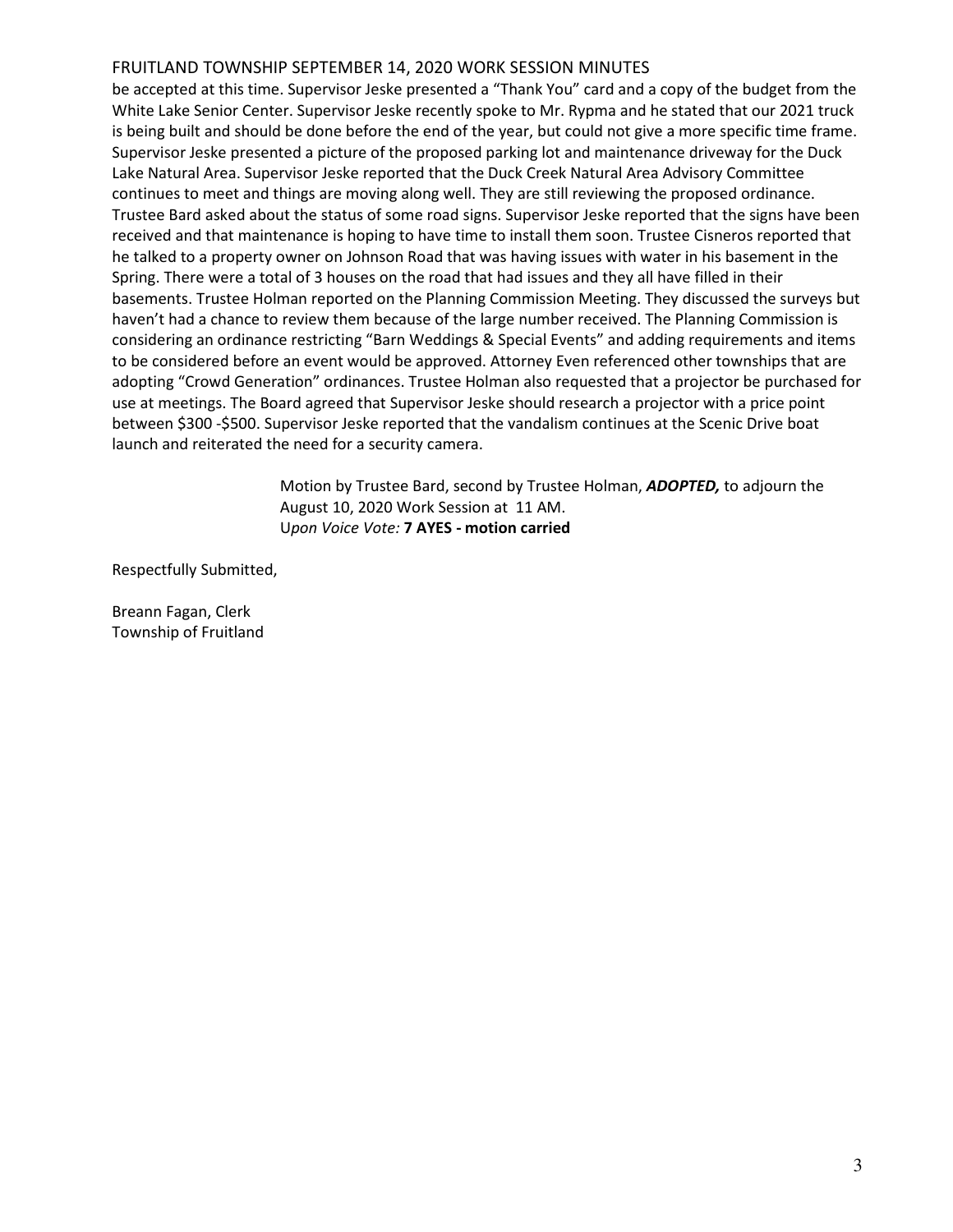be accepted at this time. Supervisor Jeske presented a "Thank You" card and a copy of the budget from the White Lake Senior Center. Supervisor Jeske recently spoke to Mr. Rypma and he stated that our 2021 truck is being built and should be done before the end of the year, but could not give a more specific time frame. Supervisor Jeske presented a picture of the proposed parking lot and maintenance driveway for the Duck Lake Natural Area. Supervisor Jeske reported that the Duck Creek Natural Area Advisory Committee continues to meet and things are moving along well. They are still reviewing the proposed ordinance. Trustee Bard asked about the status of some road signs. Supervisor Jeske reported that the signs have been received and that maintenance is hoping to have time to install them soon. Trustee Cisneros reported that he talked to a property owner on Johnson Road that was having issues with water in his basement in the Spring. There were a total of 3 houses on the road that had issues and they all have filled in their basements. Trustee Holman reported on the Planning Commission Meeting. They discussed the surveys but haven't had a chance to review them because of the large number received. The Planning Commission is considering an ordinance restricting "Barn Weddings & Special Events" and adding requirements and items to be considered before an event would be approved. Attorney Even referenced other townships that are adopting "Crowd Generation" ordinances. Trustee Holman also requested that a projector be purchased for use at meetings. The Board agreed that Supervisor Jeske should research a projector with a price point between $300 -$500. Supervisor Jeske reported that the vandalism continues at the Scenic Drive boat launch and reiterated the need for a security camera.

> Motion by Trustee Bard, second by Trustee Holman, ***ADOPTED,*** to adjourn the August 10, 2020 Work Session at 11 AM.
> U*pon Voice Vote:* **7 AYES - motion carried**

Respectfully Submitted,

Breann Fagan, Clerk
Township of Fruitland